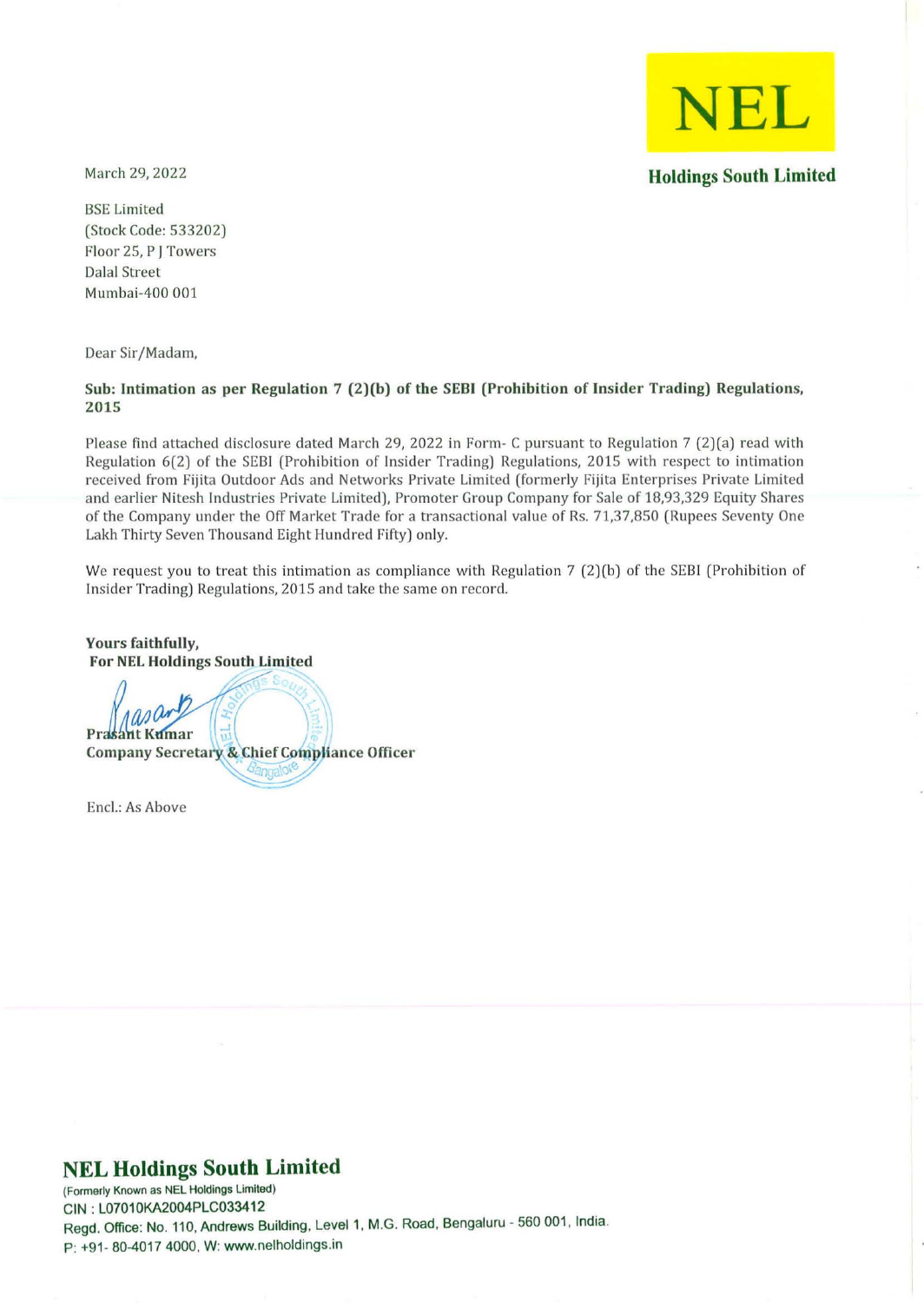**NEL**

**Holdings South Limited**

March 29, 2022

BSE Limited
(Stock Code: 533202)
Floor 25, P J Towers
Dalal Street
Mumbai-400 001

Dear Sir/Madam,

**Sub: Intimation as per Regulation 7 (2)(b) of the SEBI (Prohibition of Insider Trading) Regulations, 2015**

Please find attached disclosure dated March 29, 2022 in Form- C pursuant to Regulation 7 (2)(a) read with Regulation 6(2) of the SEBI (Prohibition of Insider Trading) Regulations, 2015 with respect to intimation received from Fijita Outdoor Ads and Networks Private Limited (formerly Fijita Enterprises Private Limited and earlier Nitesh Industries Private Limited), Promoter Group Company for Sale of 18,93,329 Equity Shares of the Company under the Off Market Trade for a transactional value of Rs. 71,37,850 (Rupees Seventy One Lakh Thirty Seven Thousand Eight Hundred Fifty) only.

We request you to treat this intimation as compliance with Regulation 7 (2)(b) of the SEBI (Prohibition of Insider Trading) Regulations, 2015 and take the same on record.

**Yours faithfully,**
**For NEL Holdings South Limited**

**Prasant Kumar**
**Company Secretary & Chief Compliance Officer**

Encl.: As Above

**NEL Holdings South Limited**
(Formerly Known as NEL Holdings Limited)
CIN : L07010KA2004PLC033412
Regd. Office: No. 110, Andrews Building, Level 1, M.G. Road, Bengaluru - 560 001, India.
P: +91- 80-4017 4000, W: www.nelholdings.in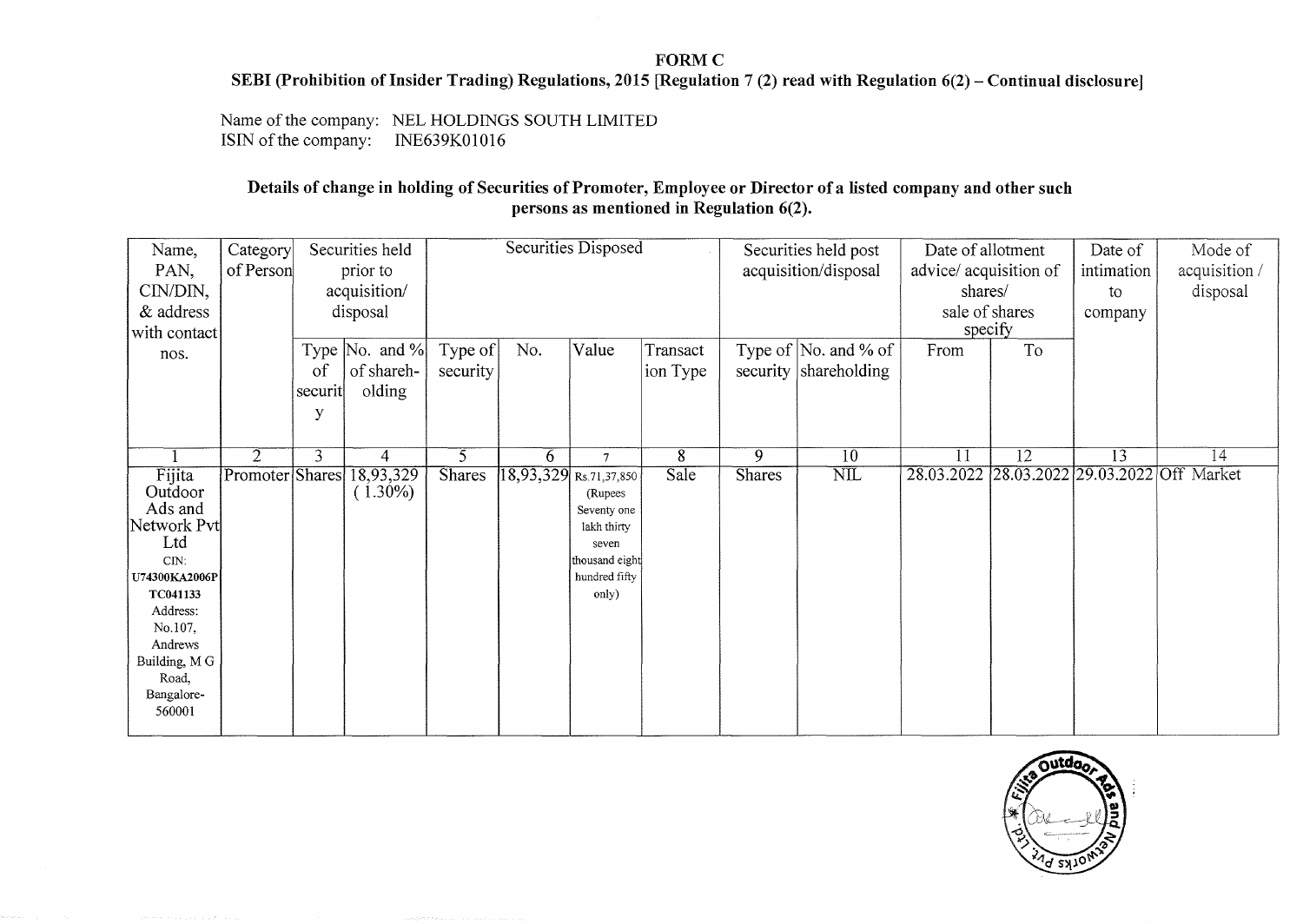**FORM C**

**SEBI (Prohibition of Insider Trading) Regulations, 2015 [Regulation 7 (2) read with Regulation 6(2) – Continual disclosure]**

Name of the company: NEL HOLDINGS SOUTH LIMITED
ISIN of the company: INE639K01016

**Details of change in holding of Securities of Promoter, Employee or Director of a listed company and other such persons as mentioned in Regulation 6(2).**

| Name, PAN, CIN/DIN, & address with contact nos. | Category of Person | Securities held prior to acquisition/ disposal | | Securities Disposed | | | | Securities held post acquisition/disposal | | Date of allotment advice/ acquisition of shares/ sale of shares specify | | Date of intimation to company | Mode of acquisition / disposal |
|---|---|---|---|---|---|---|---|---|---|---|---|---|---|
| | | Type of security | No. and % of shareholding | Type of security | No. | Value | Transaction Type | Type of security | No. and % of shareholding | From | To | | |
| 1 | 2 | 3 | 4 | 5 | 6 | 7 | 8 | 9 | 10 | 11 | 12 | 13 | 14 |
| Fijita Outdoor Ads and Network Pvt Ltd CIN: U74300KA2006PTC041133 Address: No.107, Andrews Building, M G Road, Bangalore-560001 | Promoter | Shares | 18,93,329 (1.30%) | Shares | 18,93,329 | Rs.71,37,850 (Rupees Seventy one lakh thirty seven thousand eight hundred fifty only) | Sale | Shares | NIL | 28.03.2022 | 28.03.2022 | 29.03.2022 | Off Market |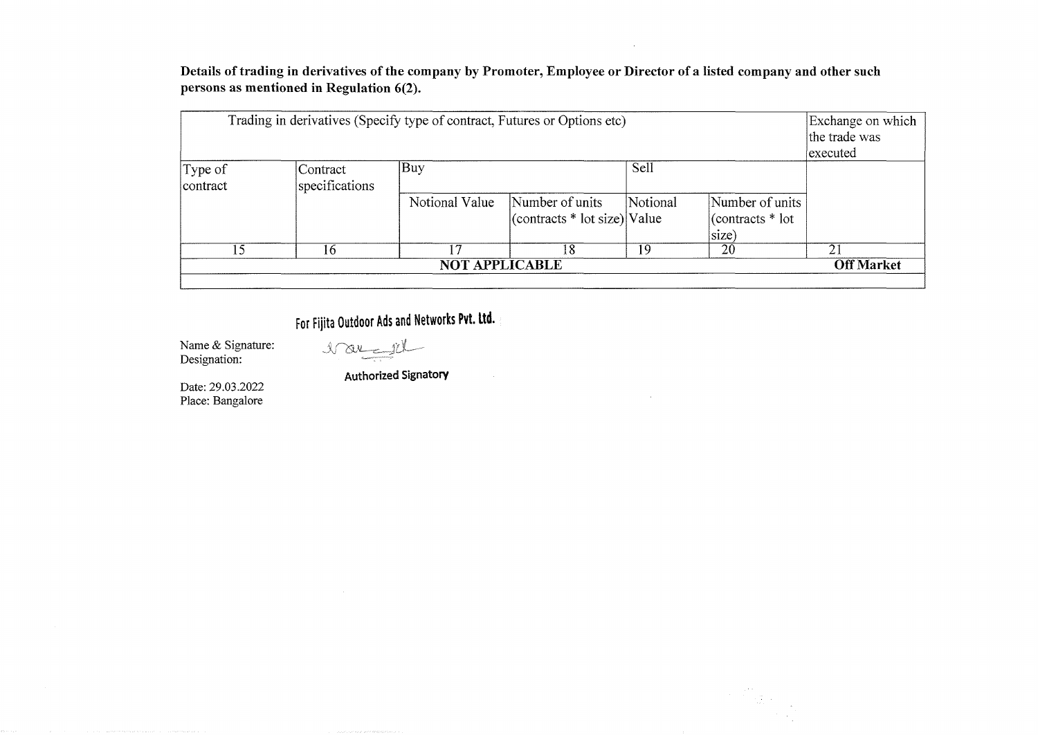**Details of trading in derivatives of the company by Promoter, Employee or Director of a listed company and other such persons as mentioned in Regulation 6(2).**

| Trading in derivatives (Specify type of contract, Futures or Options etc) | | | | | | Exchange on which the trade was executed |
|---|---|---|---|---|---|---|
| Type of contract | Contract specifications | Buy | | Sell | | |
| | | Notional Value | Number of units (contracts * lot size) | Notional Value | Number of units (contracts * lot size) | |
| 15 | 16 | 17 | 18 | 19 | 20 | 21 |
| **NOT APPLICABLE** | | | | | | **Off Market** |
| | | | | | | |

For Fijita Outdoor Ads and Networks Pvt. Ltd.

Name & Signature:
Designation:

Authorized Signatory

Date: 29.03.2022
Place: Bangalore